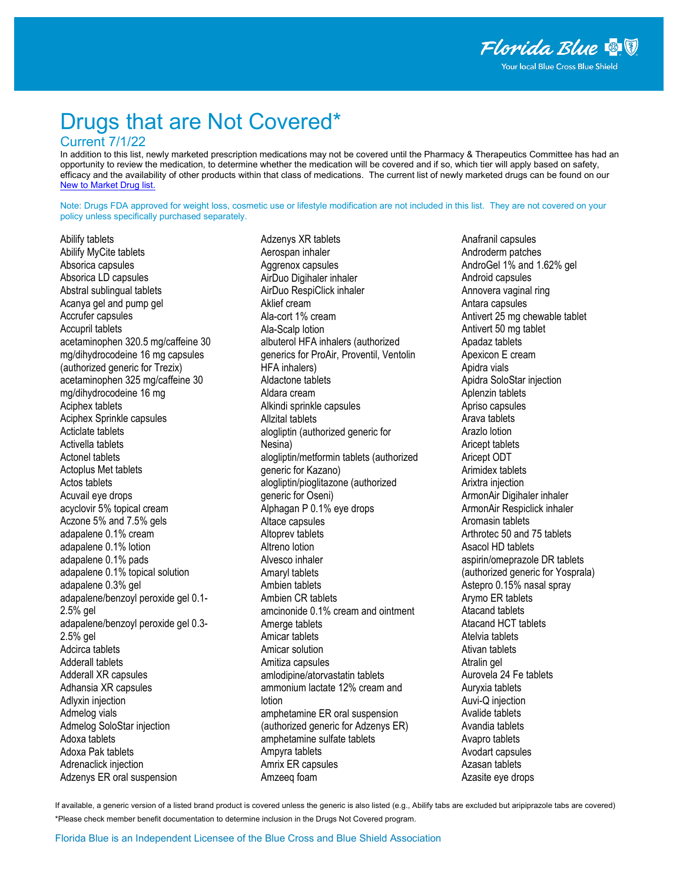Florida Blue
Your local Blue Cross Blue Shield

# Drugs that are Not Covered*

## Current 7/1/22

In addition to this list, newly marketed prescription medications may not be covered until the Pharmacy & Therapeutics Committee has had an opportunity to review the medication, to determine whether the medication will be covered and if so, which tier will apply based on safety, efficacy and the availability of other products within that class of medications. The current list of newly marketed drugs can be found on our New to Market Drug list.

Note: Drugs FDA approved for weight loss, cosmetic use or lifestyle modification are not included in this list. They are not covered on your policy unless specifically purchased separately.

Abilify tablets
Abilify MyCite tablets
Absorica capsules
Absorica LD capsules
Abstral sublingual tablets
Acanya gel and pump gel
Accrufer capsules
Accupril tablets
acetaminophen 320.5 mg/caffeine 30 mg/dihydrocodeine 16 mg capsules (authorized generic for Trezix)
acetaminophen 325 mg/caffeine 30 mg/dihydrocodeine 16 mg
Aciphex tablets
Aciphex Sprinkle capsules
Acticlate tablets
Activella tablets
Actonel tablets
Actoplus Met tablets
Actos tablets
Acuvail eye drops
acyclovir 5% topical cream
Aczone 5% and 7.5% gels
adapalene 0.1% cream
adapalene 0.1% lotion
adapalene 0.1% pads
adapalene 0.1% topical solution
adapalene 0.3% gel
adapalene/benzoyl peroxide gel 0.1-2.5% gel
adapalene/benzoyl peroxide gel 0.3-2.5% gel
Adcirca tablets
Adderall tablets
Adderall XR capsules
Adhansia XR capsules
Adlyxin injection
Admelog vials
Admelog SoloStar injection
Adoxa tablets
Adoxa Pak tablets
Adrenaclick injection
Adzenys ER oral suspension
Adzenys XR tablets
Aerospan inhaler
Aggrenox capsules
AirDuo Digihaler inhaler
AirDuo RespiClick inhaler
Aklief cream
Ala-cort 1% cream
Ala-Scalp lotion
albuterol HFA inhalers (authorized generics for ProAir, Proventil, Ventolin HFA inhalers)
Aldactone tablets
Aldara cream
Alkindi sprinkle capsules
Allzital tablets
alogliptin (authorized generic for Nesina)
alogliptin/metformin tablets (authorized generic for Kazano)
alogliptin/pioglitazone (authorized generic for Oseni)
Alphagan P 0.1% eye drops
Altace capsules
Altoprev tablets
Altreno lotion
Alvesco inhaler
Amaryl tablets
Ambien tablets
Ambien CR tablets
amcinonide 0.1% cream and ointment
Amerge tablets
Amicar tablets
Amicar solution
Amitiza capsules
amlodipine/atorvastatin tablets
ammonium lactate 12% cream and lotion
amphetamine ER oral suspension (authorized generic for Adzenys ER)
amphetamine sulfate tablets
Ampyra tablets
Amrix ER capsules
Amzeeq foam
Anafranil capsules
Androderm patches
AndroGel 1% and 1.62% gel
Android capsules
Annovera vaginal ring
Antara capsules
Antivert 25 mg chewable tablet
Antivert 50 mg tablet
Apadaz tablets
Apexicon E cream
Apidra vials
Apidra SoloStar injection
Aplenzin tablets
Apriso capsules
Arava tablets
Arazlo lotion
Aricept tablets
Aricept ODT
Arimidex tablets
Arixtra injection
ArmonAir Digihaler inhaler
ArmonAir Respiclick inhaler
Aromasin tablets
Arthrotec 50 and 75 tablets
Asacol HD tablets
aspirin/omeprazole DR tablets (authorized generic for Yosprala)
Astepro 0.15% nasal spray
Arymo ER tablets
Atacand tablets
Atacand HCT tablets
Atelvia tablets
Ativan tablets
Atralin gel
Aurovela 24 Fe tablets
Auryxia tablets
Auvi-Q injection
Avalide tablets
Avandia tablets
Avapro tablets
Avodart capsules
Azasan tablets
Azasite eye drops

If available, a generic version of a listed brand product is covered unless the generic is also listed (e.g., Abilify tabs are excluded but aripiprazole tabs are covered)

*Please check member benefit documentation to determine inclusion in the Drugs Not Covered program.

Florida Blue is an Independent Licensee of the Blue Cross and Blue Shield Association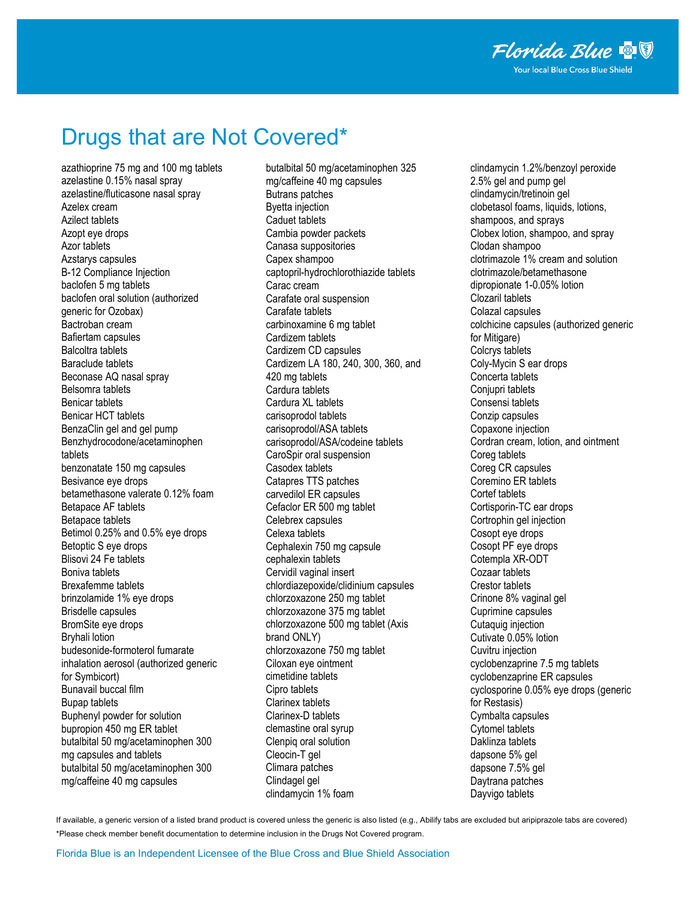# Drugs that are Not Covered*

- azathioprine 75 mg and 100 mg tablets
- azelastine 0.15% nasal spray
- azelastine/fluticasone nasal spray
- Azelex cream
- Azilect tablets
- Azopt eye drops
- Azor tablets
- Azstarys capsules
- B-12 Compliance Injection
- baclofen 5 mg tablets
- baclofen oral solution (authorized generic for Ozobax)
- Bactroban cream
- Bafiertam capsules
- Balcoltra tablets
- Baraclude tablets
- Beconase AQ nasal spray
- Belsomra tablets
- Benicar tablets
- Benicar HCT tablets
- BenzaClin gel and gel pump
- Benzhydrocodone/acetaminophen tablets
- benzonatate 150 mg capsules
- Besivance eye drops
- betamethasone valerate 0.12% foam
- Betapace AF tablets
- Betapace tablets
- Betimol 0.25% and 0.5% eye drops
- Betoptic S eye drops
- Blisovi 24 Fe tablets
- Boniva tablets
- Brexafemme tablets
- brinzolamide 1% eye drops
- Brisdelle capsules
- BromSite eye drops
- Bryhali lotion
- budesonide-formoterol fumarate inhalation aerosol (authorized generic for Symbicort)
- Bunavail buccal film
- Bupap tablets
- Buphenyl powder for solution
- bupropion 450 mg ER tablet
- butalbital 50 mg/acetaminophen 300 mg capsules and tablets
- butalbital 50 mg/acetaminophen 300 mg/caffeine 40 mg capsules
- butalbital 50 mg/acetaminophen 325 mg/caffeine 40 mg capsules
- Butrans patches
- Byetta injection
- Caduet tablets
- Cambia powder packets
- Canasa suppositories
- Capex shampoo
- captopril-hydrochlorothiazide tablets
- Carac cream
- Carafate oral suspension
- Carafate tablets
- carbinoxamine 6 mg tablet
- Cardizem tablets
- Cardizem CD capsules
- Cardizem LA 180, 240, 300, 360, and 420 mg tablets
- Cardura tablets
- Cardura XL tablets
- carisoprodol tablets
- carisoprodol/ASA tablets
- carisoprodol/ASA/codeine tablets
- CaroSpir oral suspension
- Casodex tablets
- Catapres TTS patches
- carvedilol ER capsules
- Cefaclor ER 500 mg tablet
- Celebrex capsules
- Celexa tablets
- Cephalexin 750 mg capsule
- cephalexin tablets
- Cervidil vaginal insert
- chlordiazepoxide/clidinium capsules
- chlorzoxazone 250 mg tablet
- chlorzoxazone 375 mg tablet
- chlorzoxazone 500 mg tablet (Axis brand ONLY)
- chlorzoxazone 750 mg tablet
- Ciloxan eye ointment
- cimetidine tablets
- Cipro tablets
- Clarinex tablets
- Clarinex-D tablets
- clemastine oral syrup
- Clenpiq oral solution
- Cleocin-T gel
- Climara patches
- Clindagel gel
- clindamycin 1% foam
- clindamycin 1.2%/benzoyl peroxide 2.5% gel and pump gel
- clindamycin/tretinoin gel
- clobetasol foams, liquids, lotions, shampoos, and sprays
- Clobex lotion, shampoo, and spray
- Clodan shampoo
- clotrimazole 1% cream and solution
- clotrimazole/betamethasone dipropionate 1-0.05% lotion
- Clozaril tablets
- Colazal capsules
- colchicine capsules (authorized generic for Mitigare)
- Colcrys tablets
- Coly-Mycin S ear drops
- Concerta tablets
- Conjupri tablets
- Consensi tablets
- Conzip capsules
- Copaxone injection
- Cordran cream, lotion, and ointment
- Coreg tablets
- Coreg CR capsules
- Coremino ER tablets
- Cortef tablets
- Cortisporin-TC ear drops
- Cortrophin gel injection
- Cosopt eye drops
- Cosopt PF eye drops
- Cotempla XR-ODT
- Cozaar tablets
- Crestor tablets
- Crinone 8% vaginal gel
- Cuprimine capsules
- Cutaquig injection
- Cutivate 0.05% lotion
- Cuvitru injection
- cyclobenzaprine 7.5 mg tablets
- cyclobenzaprine ER capsules
- cyclosporine 0.05% eye drops (generic for Restasis)
- Cymbalta capsules
- Cytomel tablets
- Daklinza tablets
- dapsone 5% gel
- dapsone 7.5% gel
- Daytrana patches
- Dayvigo tablets

If available, a generic version of a listed brand product is covered unless the generic is also listed (e.g., Abilify tabs are excluded but aripiprazole tabs are covered)

*Please check member benefit documentation to determine inclusion in the Drugs Not Covered program.

Florida Blue is an Independent Licensee of the Blue Cross and Blue Shield Association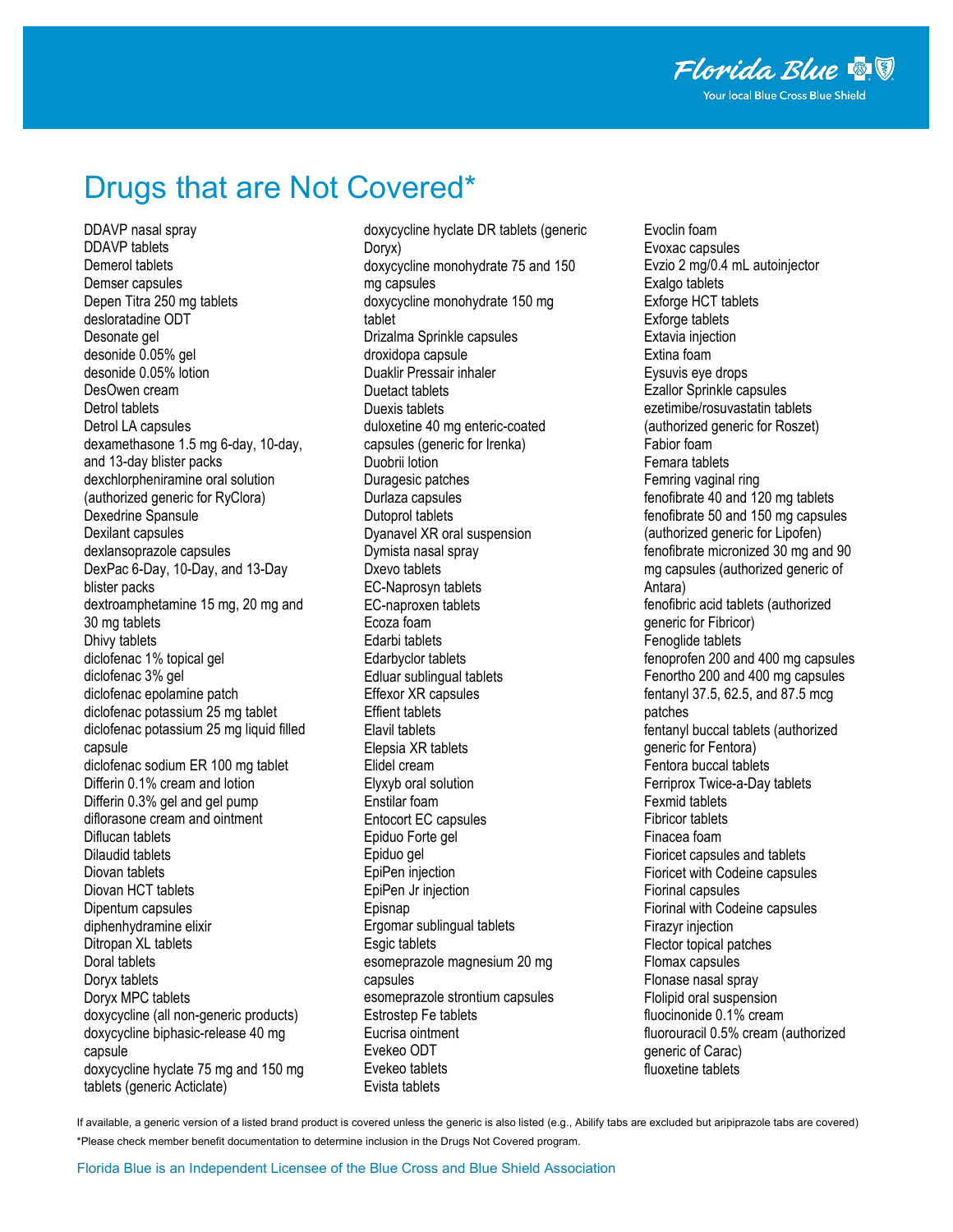# Drugs that are Not Covered*

DDAVP nasal spray
DDAVP tablets
Demerol tablets
Demser capsules
Depen Titra 250 mg tablets
desloratadine ODT
Desonate gel
desonide 0.05% gel
desonide 0.05% lotion
DesOwen cream
Detrol tablets
Detrol LA capsules
dexamethasone 1.5 mg 6-day, 10-day, and 13-day blister packs
dexchlorpheniramine oral solution (authorized generic for RyClora)
Dexedrine Spansule
Dexilant capsules
dexlansoprazole capsules
DexPac 6-Day, 10-Day, and 13-Day blister packs
dextroamphetamine 15 mg, 20 mg and 30 mg tablets
Dhivy tablets
diclofenac 1% topical gel
diclofenac 3% gel
diclofenac epolamine patch
diclofenac potassium 25 mg tablet
diclofenac potassium 25 mg liquid filled capsule
diclofenac sodium ER 100 mg tablet
Differin 0.1% cream and lotion
Differin 0.3% gel and gel pump
diflorasone cream and ointment
Diflucan tablets
Dilaudid tablets
Diovan tablets
Diovan HCT tablets
Dipentum capsules
diphenhydramine elixir
Ditropan XL tablets
Doral tablets
Doryx tablets
Doryx MPC tablets
doxycycline (all non-generic products)
doxycycline biphasic-release 40 mg capsule
doxycycline hyclate 75 mg and 150 mg tablets (generic Acticlate)
doxycycline hyclate DR tablets (generic Doryx)
doxycycline monohydrate 75 and 150 mg capsules
doxycycline monohydrate 150 mg tablet
Drizalma Sprinkle capsules
droxidopa capsule
Duaklir Pressair inhaler
Duetact tablets
Duexis tablets
duloxetine 40 mg enteric-coated capsules (generic for Irenka)
Duobrii lotion
Duragesic patches
Durlaza capsules
Dutoprol tablets
Dyanavel XR oral suspension
Dymista nasal spray
Dxevo tablets
EC-Naprosyn tablets
EC-naproxen tablets
Ecoza foam
Edarbi tablets
Edarbyclor tablets
Edluar sublingual tablets
Effexor XR capsules
Effient tablets
Elavil tablets
Elepsia XR tablets
Elidel cream
Elyxyb oral solution
Enstilar foam
Entocort EC capsules
Epiduo Forte gel
Epiduo gel
EpiPen injection
EpiPen Jr injection
Episnap
Ergomar sublingual tablets
Esgic tablets
esomeprazole magnesium 20 mg capsules
esomeprazole strontium capsules
Estrostep Fe tablets
Eucrisa ointment
Evekeo ODT
Evekeo tablets
Evista tablets
Evoclin foam
Evoxac capsules
Evzio 2 mg/0.4 mL autoinjector
Exalgo tablets
Exforge HCT tablets
Exforge tablets
Extavia injection
Extina foam
Eysuvis eye drops
Ezallor Sprinkle capsules
ezetimibe/rosuvastatin tablets (authorized generic for Roszet)
Fabior foam
Femara tablets
Femring vaginal ring
fenofibrate 40 and 120 mg tablets
fenofibrate 50 and 150 mg capsules (authorized generic for Lipofen)
fenofibrate micronized 30 mg and 90 mg capsules (authorized generic of Antara)
fenofibric acid tablets (authorized generic for Fibricor)
Fenoglide tablets
fenoprofen 200 and 400 mg capsules
Fenortho 200 and 400 mg capsules
fentanyl 37.5, 62.5, and 87.5 mcg patches
fentanyl buccal tablets (authorized generic for Fentora)
Fentora buccal tablets
Ferriprox Twice-a-Day tablets
Fexmid tablets
Fibricor tablets
Finacea foam
Fioricet capsules and tablets
Fioricet with Codeine capsules
Fiorinal capsules
Fiorinal with Codeine capsules
Firazyr injection
Flector topical patches
Flomax capsules
Flonase nasal spray
Flolipid oral suspension
fluocinonide 0.1% cream
fluorouracil 0.5% cream (authorized generic of Carac)
fluoxetine tablets

If available, a generic version of a listed brand product is covered unless the generic is also listed (e.g., Abilify tabs are excluded but aripiprazole tabs are covered)

*Please check member benefit documentation to determine inclusion in the Drugs Not Covered program.

Florida Blue is an Independent Licensee of the Blue Cross and Blue Shield Association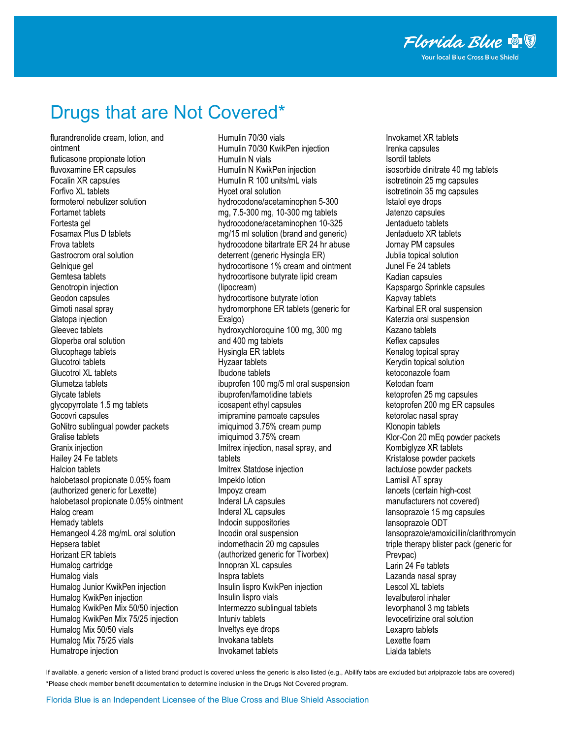# Drugs that are Not Covered*

flurandrenolide cream, lotion, and ointment
fluticasone propionate lotion
fluvoxamine ER capsules
Focalin XR capsules
Forfivo XL tablets
formoterol nebulizer solution
Fortamet tablets
Fortesta gel
Fosamax Plus D tablets
Frova tablets
Gastrocrom oral solution
Gelnique gel
Gemtesa tablets
Genotropin injection
Geodon capsules
Gimoti nasal spray
Glatopa injection
Gleevec tablets
Gloperba oral solution
Glucophage tablets
Glucotrol tablets
Glucotrol XL tablets
Glumetza tablets
Glycate tablets
glycopyrrolate 1.5 mg tablets
Gocovri capsules
GoNitro sublingual powder packets
Gralise tablets
Granix injection
Hailey 24 Fe tablets
Halcion tablets
halobetasol propionate 0.05% foam (authorized generic for Lexette)
halobetasol propionate 0.05% ointment
Halog cream
Hemady tablets
Hemangeol 4.28 mg/mL oral solution
Hepsera tablet
Horizant ER tablets
Humalog cartridge
Humalog vials
Humalog Junior KwikPen injection
Humalog KwikPen injection
Humalog KwikPen Mix 50/50 injection
Humalog KwikPen Mix 75/25 injection
Humalog Mix 50/50 vials
Humalog Mix 75/25 vials
Humatrope injection
Humulin 70/30 vials
Humulin 70/30 KwikPen injection
Humulin N vials
Humulin N KwikPen injection
Humulin R 100 units/mL vials
Hycet oral solution
hydrocodone/acetaminophen 5-300 mg, 7.5-300 mg, 10-300 mg tablets
hydrocodone/acetaminophen 10-325 mg/15 ml solution (brand and generic)
hydrocodone bitartrate ER 24 hr abuse deterrent (generic Hysingla ER)
hydrocortisone 1% cream and ointment
hydrocortisone butyrate lipid cream (lipocream)
hydrocortisone butyrate lotion
hydromorphone ER tablets (generic for Exalgo)
hydroxychloroquine 100 mg, 300 mg and 400 mg tablets
Hysingla ER tablets
Hyzaar tablets
Ibudone tablets
ibuprofen 100 mg/5 ml oral suspension
ibuprofen/famotidine tablets
icosapent ethyl capsules
imipramine pamoate capsules
imiquimod 3.75% cream pump
imiquimod 3.75% cream
Imitrex injection, nasal spray, and tablets
Imitrex Statdose injection
Impeklo lotion
Impoyz cream
Inderal LA capsules
Inderal XL capsules
Indocin suppositories
Incodin oral suspension
indomethacin 20 mg capsules (authorized generic for Tivorbex)
Innopran XL capsules
Inspra tablets
Insulin lispro KwikPen injection
Insulin lispro vials
Intermezzo sublingual tablets
Intuniv tablets
Inveltys eye drops
Invokana tablets
Invokamet tablets
Invokamet XR tablets
Irenka capsules
Isordil tablets
isosorbide dinitrate 40 mg tablets
isotretinoin 25 mg capsules
isotretinoin 35 mg capsules
Istalol eye drops
Jatenzo capsules
Jentadueto tablets
Jentadueto XR tablets
Jornay PM capsules
Jublia topical solution
Junel Fe 24 tablets
Kadian capsules
Kapspargo Sprinkle capsules
Kapvay tablets
Karbinal ER oral suspension
Katerzia oral suspension
Kazano tablets
Keflex capsules
Kenalog topical spray
Kerydin topical solution
ketoconazole foam
Ketodan foam
ketoprofen 25 mg capsules
ketoprofen 200 mg ER capsules
ketorolac nasal spray
Klonopin tablets
Klor-Con 20 mEq powder packets
Kombiglyze XR tablets
Kristalose powder packets
lactulose powder packets
Lamisil AT spray
lancets (certain high-cost manufacturers not covered)
lansoprazole 15 mg capsules
lansoprazole ODT
lansoprazole/amoxicillin/clarithromycin triple therapy blister pack (generic for Prevpac)
Larin 24 Fe tablets
Lazanda nasal spray
Lescol XL tablets
levalbuterol inhaler
levorphanol 3 mg tablets
levocetirizine oral solution
Lexapro tablets
Lexette foam
Lialda tablets

If available, a generic version of a listed brand product is covered unless the generic is also listed (e.g., Abilify tabs are excluded but aripiprazole tabs are covered)

*Please check member benefit documentation to determine inclusion in the Drugs Not Covered program.

Florida Blue is an Independent Licensee of the Blue Cross and Blue Shield Association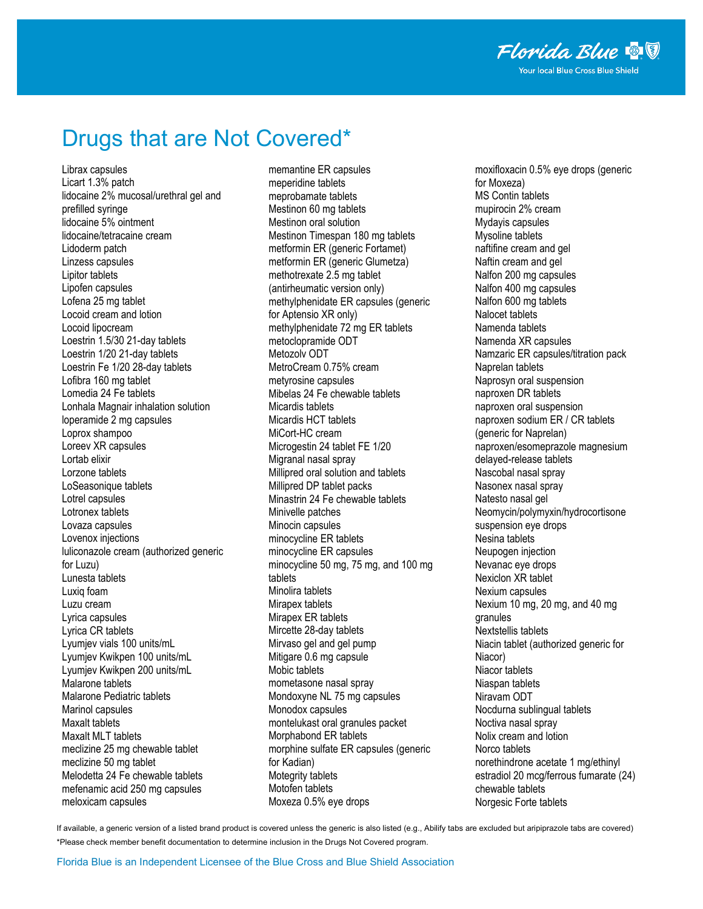# Drugs that are Not Covered*

Librax capsules
Licart 1.3% patch
lidocaine 2% mucosal/urethral gel and prefilled syringe
lidocaine 5% ointment
lidocaine/tetracaine cream
Lidoderm patch
Linzess capsules
Lipitor tablets
Lipofen capsules
Lofena 25 mg tablet
Locoid cream and lotion
Locoid lipocream
Loestrin 1.5/30 21-day tablets
Loestrin 1/20 21-day tablets
Loestrin Fe 1/20 28-day tablets
Lofibra 160 mg tablet
Lomedia 24 Fe tablets
Lonhala Magnair inhalation solution
loperamide 2 mg capsules
Loprox shampoo
Loreev XR capsules
Lortab elixir
Lorzone tablets
LoSeasonique tablets
Lotrel capsules
Lotronex tablets
Lovaza capsules
Lovenox injections
luliconazole cream (authorized generic for Luzu)
Lunesta tablets
Luxiq foam
Luzu cream
Lyrica capsules
Lyrica CR tablets
Lyumjev vials 100 units/mL
Lyumjev Kwikpen 100 units/mL
Lyumjev Kwikpen 200 units/mL
Malarone tablets
Malarone Pediatric tablets
Marinol capsules
Maxalt tablets
Maxalt MLT tablets
meclizine 25 mg chewable tablet
meclizine 50 mg tablet
Melodetta 24 Fe chewable tablets
mefenamic acid 250 mg capsules
meloxicam capsules
memantine ER capsules
meperidine tablets
meprobamate tablets
Mestinon 60 mg tablets
Mestinon oral solution
Mestinon Timespan 180 mg tablets
metformin ER (generic Fortamet)
metformin ER (generic Glumetza)
methotrexate 2.5 mg tablet (antirheumatic version only)
methylphenidate ER capsules (generic for Aptensio XR only)
methylphenidate 72 mg ER tablets
metoclopramide ODT
Metozolv ODT
MetroCream 0.75% cream
metyrosine capsules
Mibelas 24 Fe chewable tablets
Micardis tablets
Micardis HCT tablets
MiCort-HC cream
Microgestin 24 tablet FE 1/20
Migranal nasal spray
Millipred oral solution and tablets
Millipred DP tablet packs
Minastrin 24 Fe chewable tablets
Minivelle patches
Minocin capsules
minocycline ER tablets
minocycline ER capsules
minocycline 50 mg, 75 mg, and 100 mg tablets
Minolira tablets
Mirapex tablets
Mirapex ER tablets
Mircette 28-day tablets
Mirvaso gel and gel pump
Mitigare 0.6 mg capsule
Mobic tablets
mometasone nasal spray
Mondoxyne NL 75 mg capsules
Monodox capsules
montelukast oral granules packet
Morphabond ER tablets
morphine sulfate ER capsules (generic for Kadian)
Motegrity tablets
Motofen tablets
Moxeza 0.5% eye drops
moxifloxacin 0.5% eye drops (generic for Moxeza)
MS Contin tablets
mupirocin 2% cream
Mydayis capsules
Mysoline tablets
naftifine cream and gel
Naftin cream and gel
Nalfon 200 mg capsules
Nalfon 400 mg capsules
Nalfon 600 mg tablets
Nalocet tablets
Namenda tablets
Namenda XR capsules
Namzaric ER capsules/titration pack
Naprelan tablets
Naprosyn oral suspension
naproxen DR tablets
naproxen oral suspension
naproxen sodium ER / CR tablets (generic for Naprelan)
naproxen/esomeprazole magnesium delayed-release tablets
Nascobal nasal spray
Nasonex nasal spray
Natesto nasal gel
Neomycin/polymyxin/hydrocortisone suspension eye drops
Nesina tablets
Neupogen injection
Nevanac eye drops
Nexiclon XR tablet
Nexium capsules
Nexium 10 mg, 20 mg, and 40 mg granules
Nextstellis tablets
Niacin tablet (authorized generic for Niacor)
Niacor tablets
Niaspan tablets
Niravam ODT
Nocdurna sublingual tablets
Noctiva nasal spray
Nolix cream and lotion
Norco tablets
norethindrone acetate 1 mg/ethinyl estradiol 20 mcg/ferrous fumarate (24) chewable tablets
Norgesic Forte tablets

If available, a generic version of a listed brand product is covered unless the generic is also listed (e.g., Abilify tabs are excluded but aripiprazole tabs are covered)

*Please check member benefit documentation to determine inclusion in the Drugs Not Covered program.

Florida Blue is an Independent Licensee of the Blue Cross and Blue Shield Association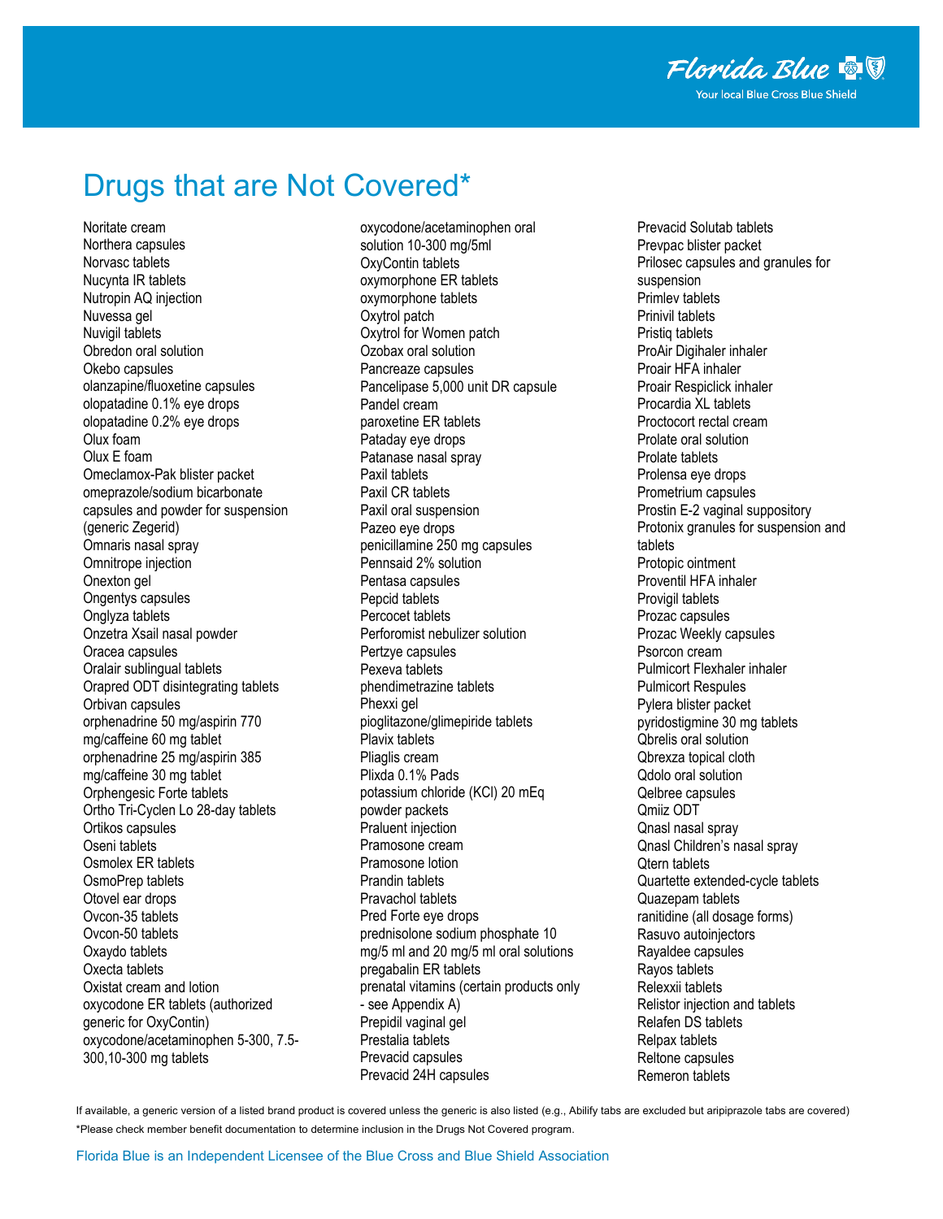# Drugs that are Not Covered*

Noritate cream
Northera capsules
Norvasc tablets
Nucynta IR tablets
Nutropin AQ injection
Nuvessa gel
Nuvigil tablets
Obredon oral solution
Okebo capsules
olanzapine/fluoxetine capsules
olopatadine 0.1% eye drops
olopatadine 0.2% eye drops
Olux foam
Olux E foam
Omeclamox-Pak blister packet
omeprazole/sodium bicarbonate capsules and powder for suspension (generic Zegerid)
Omnaris nasal spray
Omnitrope injection
Onexton gel
Ongentys capsules
Onglyza tablets
Onzetra Xsail nasal powder
Oracea capsules
Oralair sublingual tablets
Orapred ODT disintegrating tablets
Orbivan capsules
orphenadrine 50 mg/aspirin 770 mg/caffeine 60 mg tablet
orphenadrine 25 mg/aspirin 385 mg/caffeine 30 mg tablet
Orphengesic Forte tablets
Ortho Tri-Cyclen Lo 28-day tablets
Ortikos capsules
Oseni tablets
Osmolex ER tablets
OsmoPrep tablets
Otovel ear drops
Ovcon-35 tablets
Ovcon-50 tablets
Oxaydo tablets
Oxecta tablets
Oxistat cream and lotion
oxycodone ER tablets (authorized generic for OxyContin)
oxycodone/acetaminophen 5-300, 7.5-300,10-300 mg tablets
oxycodone/acetaminophen oral solution 10-300 mg/5ml
OxyContin tablets
oxymorphone ER tablets
oxymorphone tablets
Oxytrol patch
Oxytrol for Women patch
Ozobax oral solution
Pancreaze capsules
Pancelipase 5,000 unit DR capsule
Pandel cream
paroxetine ER tablets
Pataday eye drops
Patanase nasal spray
Paxil tablets
Paxil CR tablets
Paxil oral suspension
Pazeo eye drops
penicillamine 250 mg capsules
Pennsaid 2% solution
Pentasa capsules
Pepcid tablets
Percocet tablets
Perforomist nebulizer solution
Pertzye capsules
Pexeva tablets
phendimetrazine tablets
Phexxi gel
pioglitazone/glimepiride tablets
Plavix tablets
Pliaglis cream
Plixda 0.1% Pads
potassium chloride (KCl) 20 mEq powder packets
Praluent injection
Pramosone cream
Pramosone lotion
Prandin tablets
Pravachol tablets
Pred Forte eye drops
prednisolone sodium phosphate 10 mg/5 ml and 20 mg/5 ml oral solutions
pregabalin ER tablets
prenatal vitamins (certain products only - see Appendix A)
Prepidil vaginal gel
Prestalia tablets
Prevacid capsules
Prevacid 24H capsules
Prevacid Solutab tablets
Prevpac blister packet
Prilosec capsules and granules for suspension
Primlev tablets
Prinivil tablets
Pristiq tablets
ProAir Digihaler inhaler
Proair HFA inhaler
Proair Respiclick inhaler
Procardia XL tablets
Proctocort rectal cream
Prolate oral solution
Prolate tablets
Prolensa eye drops
Prometrium capsules
Prostin E-2 vaginal suppository
Protonix granules for suspension and tablets
Protopic ointment
Proventil HFA inhaler
Provigil tablets
Prozac capsules
Prozac Weekly capsules
Psorcon cream
Pulmicort Flexhaler inhaler
Pulmicort Respules
Pylera blister packet
pyridostigmine 30 mg tablets
Qbrelis oral solution
Qbrexza topical cloth
Qdolo oral solution
Qelbree capsules
Qmiiz ODT
Qnasl nasal spray
Qnasl Children's nasal spray
Qtern tablets
Quartette extended-cycle tablets
Quazepam tablets
ranitidine (all dosage forms)
Rasuvo autoinjectors
Rayaldee capsules
Rayos tablets
Relexxii tablets
Relistor injection and tablets
Relafen DS tablets
Relpax tablets
Reltone capsules
Remeron tablets

If available, a generic version of a listed brand product is covered unless the generic is also listed (e.g., Abilify tabs are excluded but aripiprazole tabs are covered)

*Please check member benefit documentation to determine inclusion in the Drugs Not Covered program.

Florida Blue is an Independent Licensee of the Blue Cross and Blue Shield Association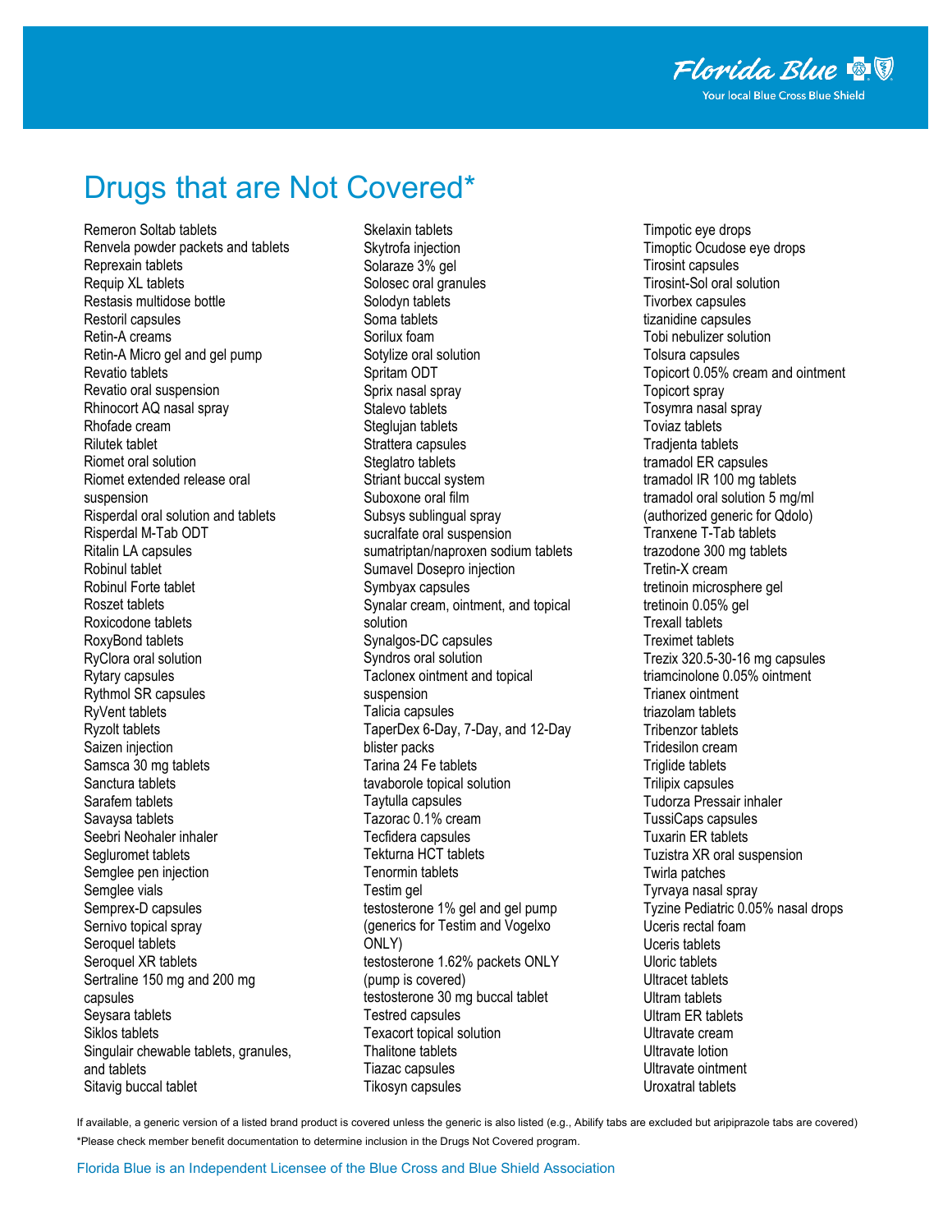# Drugs that are Not Covered*

- Remeron Soltab tablets
- Renvela powder packets and tablets
- Reprexain tablets
- Requip XL tablets
- Restasis multidose bottle
- Restoril capsules
- Retin-A creams
- Retin-A Micro gel and gel pump
- Revatio tablets
- Revatio oral suspension
- Rhinocort AQ nasal spray
- Rhofade cream
- Rilutek tablet
- Riomet oral solution
- Riomet extended release oral suspension
- Risperdal oral solution and tablets
- Risperdal M-Tab ODT
- Ritalin LA capsules
- Robinul tablet
- Robinul Forte tablet
- Roszet tablets
- Roxicodone tablets
- RoxyBond tablets
- RyClora oral solution
- Rytary capsules
- Rythmol SR capsules
- RyVent tablets
- Ryzolt tablets
- Saizen injection
- Samsca 30 mg tablets
- Sanctura tablets
- Sarafem tablets
- Savaysa tablets
- Seebri Neohaler inhaler
- Segluromet tablets
- Semglee pen injection
- Semglee vials
- Semprex-D capsules
- Sernivo topical spray
- Seroquel tablets
- Seroquel XR tablets
- Sertraline 150 mg and 200 mg capsules
- Seysara tablets
- Siklos tablets
- Singulair chewable tablets, granules, and tablets
- Sitavig buccal tablet
- Skelaxin tablets
- Skytrofa injection
- Solaraze 3% gel
- Solosec oral granules
- Solodyn tablets
- Soma tablets
- Sorilux foam
- Sotylize oral solution
- Spritam ODT
- Sprix nasal spray
- Stalevo tablets
- Steglujan tablets
- Strattera capsules
- Steglatro tablets
- Striant buccal system
- Suboxone oral film
- Subsys sublingual spray
- sucralfate oral suspension
- sumatriptan/naproxen sodium tablets
- Sumavel Dosepro injection
- Symbyax capsules
- Synalar cream, ointment, and topical solution
- Synalgos-DC capsules
- Syndros oral solution
- Taclonex ointment and topical suspension
- Talicia capsules
- TaperDex 6-Day, 7-Day, and 12-Day blister packs
- Tarina 24 Fe tablets
- tavaborole topical solution
- Taytulla capsules
- Tazorac 0.1% cream
- Tecfidera capsules
- Tekturna HCT tablets
- Tenormin tablets
- Testim gel
- testosterone 1% gel and gel pump (generics for Testim and Vogelxo ONLY)
- testosterone 1.62% packets ONLY (pump is covered)
- testosterone 30 mg buccal tablet
- Testred capsules
- Texacort topical solution
- Thalitone tablets
- Tiazac capsules
- Tikosyn capsules
- Timpotic eye drops
- Timoptic Ocudose eye drops
- Tirosint capsules
- Tirosint-Sol oral solution
- Tivorbex capsules
- tizanidine capsules
- Tobi nebulizer solution
- Tolsura capsules
- Topicort 0.05% cream and ointment
- Topicort spray
- Tosymra nasal spray
- Toviaz tablets
- Tradjenta tablets
- tramadol ER capsules
- tramadol IR 100 mg tablets
- tramadol oral solution 5 mg/ml (authorized generic for Qdolo)
- Tranxene T-Tab tablets
- trazodone 300 mg tablets
- Tretin-X cream
- tretinoin microsphere gel
- tretinoin 0.05% gel
- Trexall tablets
- Treximet tablets
- Trezix 320.5-30-16 mg capsules
- triamcinolone 0.05% ointment
- Trianex ointment
- triazolam tablets
- Tribenzor tablets
- Tridesilon cream
- Triglide tablets
- Trilipix capsules
- Tudorza Pressair inhaler
- TussiCaps capsules
- Tuxarin ER tablets
- Tuzistra XR oral suspension
- Twirla patches
- Tyrvaya nasal spray
- Tyzine Pediatric 0.05% nasal drops
- Uceris rectal foam
- Uceris tablets
- Uloric tablets
- Ultracet tablets
- Ultram tablets
- Ultram ER tablets
- Ultravate cream
- Ultravate lotion
- Ultravate ointment
- Uroxatral tablets

If available, a generic version of a listed brand product is covered unless the generic is also listed (e.g., Abilify tabs are excluded but aripiprazole tabs are covered)

*Please check member benefit documentation to determine inclusion in the Drugs Not Covered program.

Florida Blue is an Independent Licensee of the Blue Cross and Blue Shield Association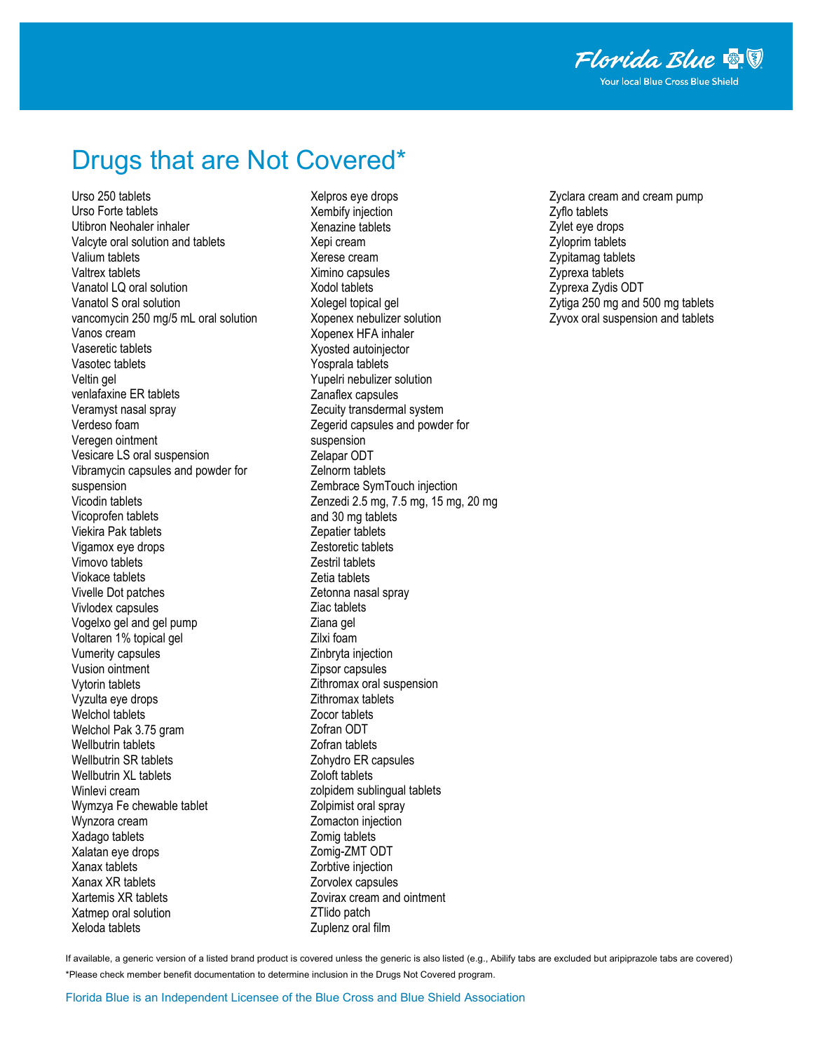# Drugs that are Not Covered*

- Urso 250 tablets
- Urso Forte tablets
- Utibron Neohaler inhaler
- Valcyte oral solution and tablets
- Valium tablets
- Valtrex tablets
- Vanatol LQ oral solution
- Vanatol S oral solution
- vancomycin 250 mg/5 mL oral solution
- Vanos cream
- Vaseretic tablets
- Vasotec tablets
- Veltin gel
- venlafaxine ER tablets
- Veramyst nasal spray
- Verdeso foam
- Veregen ointment
- Vesicare LS oral suspension
- Vibramycin capsules and powder for suspension
- Vicodin tablets
- Vicoprofen tablets
- Viekira Pak tablets
- Vigamox eye drops
- Vimovo tablets
- Viokace tablets
- Vivelle Dot patches
- Vivlodex capsules
- Vogelxo gel and gel pump
- Voltaren 1% topical gel
- Vumerity capsules
- Vusion ointment
- Vytorin tablets
- Vyzulta eye drops
- Welchol tablets
- Welchol Pak 3.75 gram
- Wellbutrin tablets
- Wellbutrin SR tablets
- Wellbutrin XL tablets
- Winlevi cream
- Wymzya Fe chewable tablet
- Wynzora cream
- Xadago tablets
- Xalatan eye drops
- Xanax tablets
- Xanax XR tablets
- Xartemis XR tablets
- Xatmep oral solution
- Xeloda tablets
- Xelpros eye drops
- Xembify injection
- Xenazine tablets
- Xepi cream
- Xerese cream
- Ximino capsules
- Xodol tablets
- Xolegel topical gel
- Xopenex nebulizer solution
- Xopenex HFA inhaler
- Xyosted autoinjector
- Yosprala tablets
- Yupelri nebulizer solution
- Zanaflex capsules
- Zecuity transdermal system
- Zegerid capsules and powder for suspension
- Zelapar ODT
- Zelnorm tablets
- Zembrace SymTouch injection
- Zenzedi 2.5 mg, 7.5 mg, 15 mg, 20 mg and 30 mg tablets
- Zepatier tablets
- Zestoretic tablets
- Zestril tablets
- Zetia tablets
- Zetonna nasal spray
- Ziac tablets
- Ziana gel
- Zilxi foam
- Zinbryta injection
- Zipsor capsules
- Zithromax oral suspension
- Zithromax tablets
- Zocor tablets
- Zofran ODT
- Zofran tablets
- Zohydro ER capsules
- Zoloft tablets
- zolpidem sublingual tablets
- Zolpimist oral spray
- Zomacton injection
- Zomig tablets
- Zomig-ZMT ODT
- Zorbtive injection
- Zorvolex capsules
- Zovirax cream and ointment
- ZTlido patch
- Zuplenz oral film
- Zyclara cream and cream pump
- Zyflo tablets
- Zylet eye drops
- Zyloprim tablets
- Zypitamag tablets
- Zyprexa tablets
- Zyprexa Zydis ODT
- Zytiga 250 mg and 500 mg tablets
- Zyvox oral suspension and tablets

If available, a generic version of a listed brand product is covered unless the generic is also listed (e.g., Abilify tabs are excluded but aripiprazole tabs are covered)

*Please check member benefit documentation to determine inclusion in the Drugs Not Covered program.

Florida Blue is an Independent Licensee of the Blue Cross and Blue Shield Association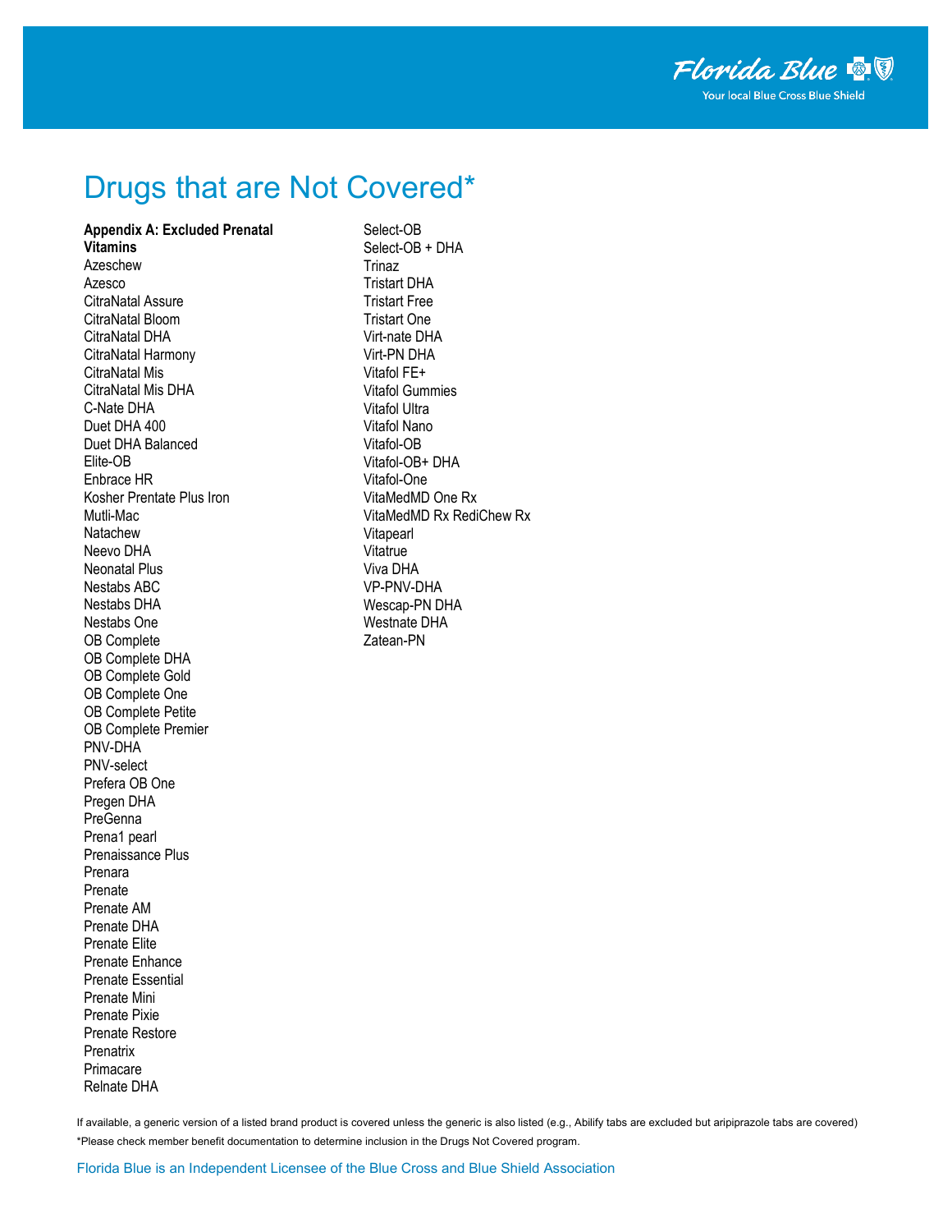# Drugs that are Not Covered*

**Appendix A: Excluded Prenatal Vitamins**

Azeschew
Azesco
CitraNatal Assure
CitraNatal Bloom
CitraNatal DHA
CitraNatal Harmony
CitraNatal Mis
CitraNatal Mis DHA
C-Nate DHA
Duet DHA 400
Duet DHA Balanced
Elite-OB
Enbrace HR
Kosher Prentate Plus Iron
Mutli-Mac
Natachew
Neevo DHA
Neonatal Plus
Nestabs ABC
Nestabs DHA
Nestabs One
OB Complete
OB Complete DHA
OB Complete Gold
OB Complete One
OB Complete Petite
OB Complete Premier
PNV-DHA
PNV-select
Prefera OB One
Pregen DHA
PreGenna
Prena1 pearl
Prenaissance Plus
Prenara
Prenate
Prenate AM
Prenate DHA
Prenate Elite
Prenate Enhance
Prenate Essential
Prenate Mini
Prenate Pixie
Prenate Restore
Prenatrix
Primacare
Relnate DHA
Select-OB
Select-OB + DHA
Trinaz
Tristart DHA
Tristart Free
Tristart One
Virt-nate DHA
Virt-PN DHA
Vitafol FE+
Vitafol Gummies
Vitafol Ultra
Vitafol Nano
Vitafol-OB
Vitafol-OB+ DHA
Vitafol-One
VitaMedMD One Rx
VitaMedMD Rx RediChew Rx
Vitapearl
Vitatrue
Viva DHA
VP-PNV-DHA
Wescap-PN DHA
Westnate DHA
Zatean-PN

If available, a generic version of a listed brand product is covered unless the generic is also listed (e.g., Abilify tabs are excluded but aripiprazole tabs are covered)

*Please check member benefit documentation to determine inclusion in the Drugs Not Covered program.

Florida Blue is an Independent Licensee of the Blue Cross and Blue Shield Association